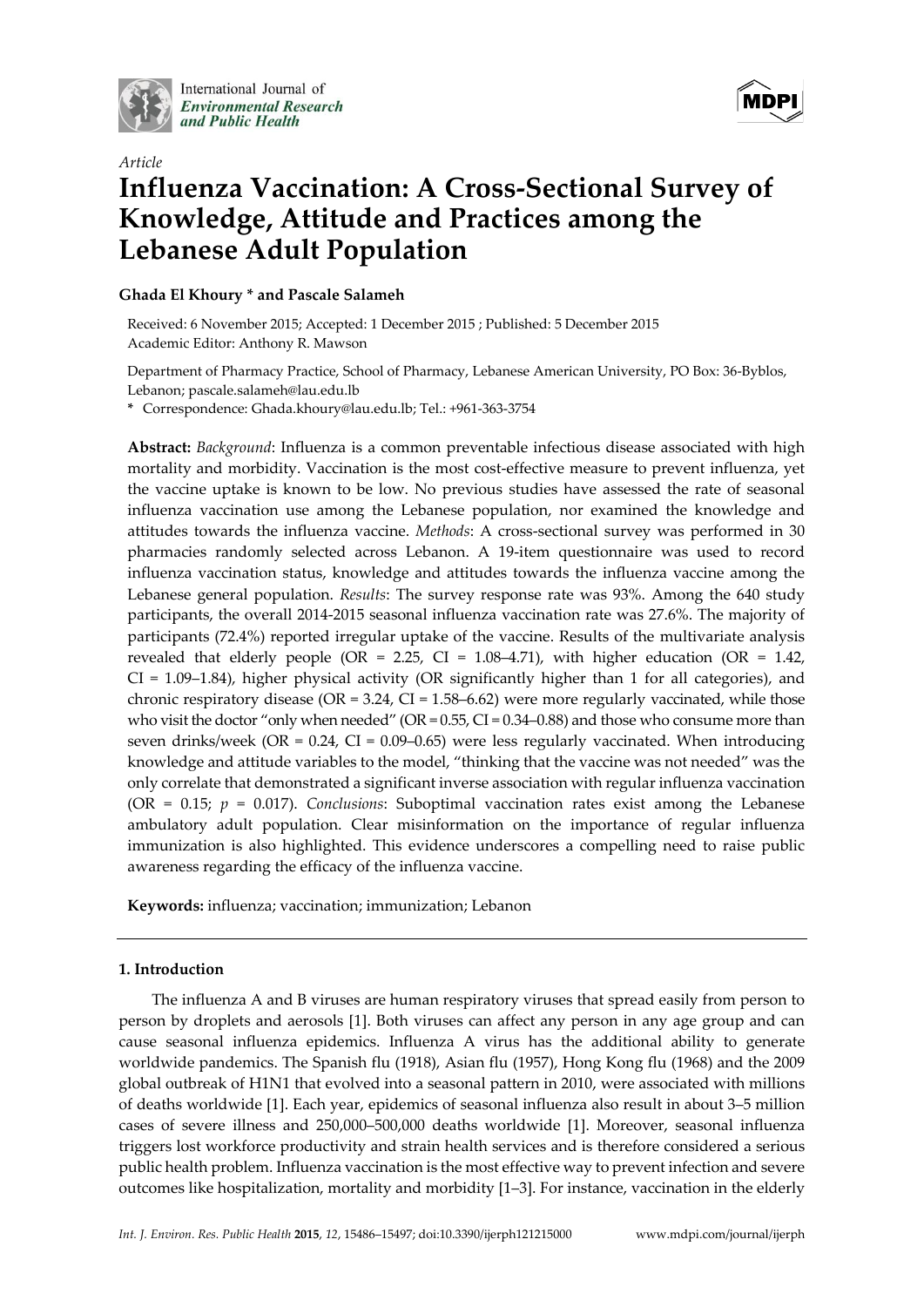*Article*

# Influenza Vaccination: A Cross-Sectional Survey of Knowledge, Attitude and Practices among the Lebanese Adult Population

**Ghada El Khoury * and Pascale Salameh**

Received: 6 November 2015; Accepted: 1 December 2015 ; Published: 5 December 2015
Academic Editor: Anthony R. Mawson

Department of Pharmacy Practice, School of Pharmacy, Lebanese American University, PO Box: 36-Byblos, Lebanon; pascale.salameh@lau.edu.lb

\* Correspondence: Ghada.khoury@lau.edu.lb; Tel.: +961-363-3754

**Abstract:** *Background*: Influenza is a common preventable infectious disease associated with high mortality and morbidity. Vaccination is the most cost-effective measure to prevent influenza, yet the vaccine uptake is known to be low. No previous studies have assessed the rate of seasonal influenza vaccination use among the Lebanese population, nor examined the knowledge and attitudes towards the influenza vaccine. *Methods*: A cross-sectional survey was performed in 30 pharmacies randomly selected across Lebanon. A 19-item questionnaire was used to record influenza vaccination status, knowledge and attitudes towards the influenza vaccine among the Lebanese general population. *Results*: The survey response rate was 93%. Among the 640 study participants, the overall 2014-2015 seasonal influenza vaccination rate was 27.6%. The majority of participants (72.4%) reported irregular uptake of the vaccine. Results of the multivariate analysis revealed that elderly people (OR = 2.25, CI = 1.08–4.71), with higher education (OR = 1.42, CI = 1.09–1.84), higher physical activity (OR significantly higher than 1 for all categories), and chronic respiratory disease (OR = 3.24, CI = 1.58–6.62) were more regularly vaccinated, while those who visit the doctor "only when needed" (OR = 0.55, CI = 0.34–0.88) and those who consume more than seven drinks/week (OR = 0.24, CI = 0.09–0.65) were less regularly vaccinated. When introducing knowledge and attitude variables to the model, "thinking that the vaccine was not needed" was the only correlate that demonstrated a significant inverse association with regular influenza vaccination (OR = 0.15; $p$ = 0.017). *Conclusions*: Suboptimal vaccination rates exist among the Lebanese ambulatory adult population. Clear misinformation on the importance of regular influenza immunization is also highlighted. This evidence underscores a compelling need to raise public awareness regarding the efficacy of the influenza vaccine.

**Keywords:** influenza; vaccination; immunization; Lebanon

## 1. Introduction

The influenza A and B viruses are human respiratory viruses that spread easily from person to person by droplets and aerosols [1]. Both viruses can affect any person in any age group and can cause seasonal influenza epidemics. Influenza A virus has the additional ability to generate worldwide pandemics. The Spanish flu (1918), Asian flu (1957), Hong Kong flu (1968) and the 2009 global outbreak of H1N1 that evolved into a seasonal pattern in 2010, were associated with millions of deaths worldwide [1]. Each year, epidemics of seasonal influenza also result in about 3–5 million cases of severe illness and 250,000–500,000 deaths worldwide [1]. Moreover, seasonal influenza triggers lost workforce productivity and strain health services and is therefore considered a serious public health problem. Influenza vaccination is the most effective way to prevent infection and severe outcomes like hospitalization, mortality and morbidity [1–3]. For instance, vaccination in the elderly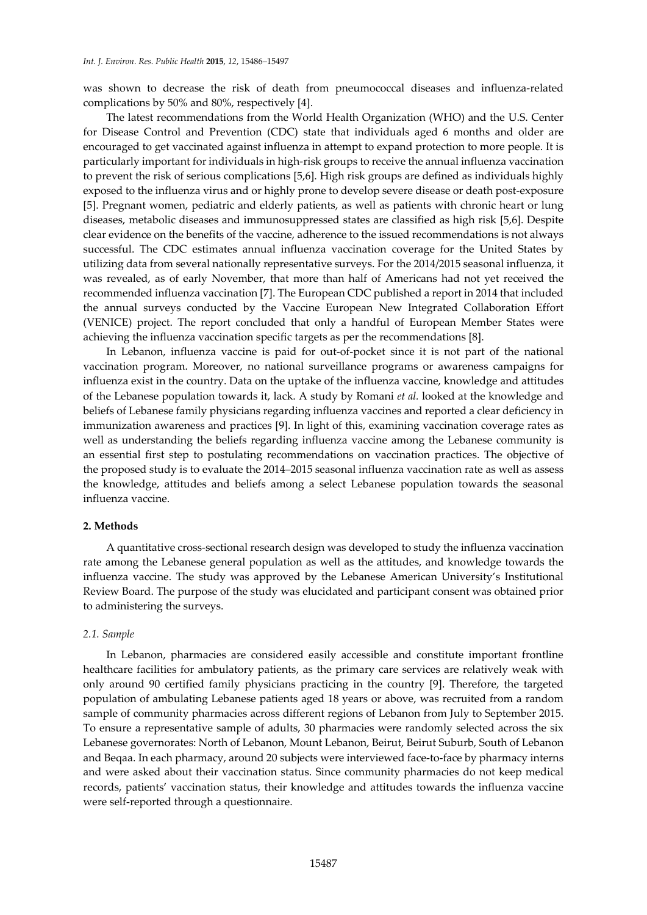was shown to decrease the risk of death from pneumococcal diseases and influenza-related complications by 50% and 80%, respectively [4].

The latest recommendations from the World Health Organization (WHO) and the U.S. Center for Disease Control and Prevention (CDC) state that individuals aged 6 months and older are encouraged to get vaccinated against influenza in attempt to expand protection to more people. It is particularly important for individuals in high-risk groups to receive the annual influenza vaccination to prevent the risk of serious complications [5,6]. High risk groups are defined as individuals highly exposed to the influenza virus and or highly prone to develop severe disease or death post-exposure [5]. Pregnant women, pediatric and elderly patients, as well as patients with chronic heart or lung diseases, metabolic diseases and immunosuppressed states are classified as high risk [5,6]. Despite clear evidence on the benefits of the vaccine, adherence to the issued recommendations is not always successful. The CDC estimates annual influenza vaccination coverage for the United States by utilizing data from several nationally representative surveys. For the 2014/2015 seasonal influenza, it was revealed, as of early November, that more than half of Americans had not yet received the recommended influenza vaccination [7]. The European CDC published a report in 2014 that included the annual surveys conducted by the Vaccine European New Integrated Collaboration Effort (VENICE) project. The report concluded that only a handful of European Member States were achieving the influenza vaccination specific targets as per the recommendations [8].

In Lebanon, influenza vaccine is paid for out-of-pocket since it is not part of the national vaccination program. Moreover, no national surveillance programs or awareness campaigns for influenza exist in the country. Data on the uptake of the influenza vaccine, knowledge and attitudes of the Lebanese population towards it, lack. A study by Romani *et al.* looked at the knowledge and beliefs of Lebanese family physicians regarding influenza vaccines and reported a clear deficiency in immunization awareness and practices [9]. In light of this, examining vaccination coverage rates as well as understanding the beliefs regarding influenza vaccine among the Lebanese community is an essential first step to postulating recommendations on vaccination practices. The objective of the proposed study is to evaluate the 2014–2015 seasonal influenza vaccination rate as well as assess the knowledge, attitudes and beliefs among a select Lebanese population towards the seasonal influenza vaccine.

## 2. Methods

A quantitative cross-sectional research design was developed to study the influenza vaccination rate among the Lebanese general population as well as the attitudes, and knowledge towards the influenza vaccine. The study was approved by the Lebanese American University's Institutional Review Board. The purpose of the study was elucidated and participant consent was obtained prior to administering the surveys.

### 2.1. Sample

In Lebanon, pharmacies are considered easily accessible and constitute important frontline healthcare facilities for ambulatory patients, as the primary care services are relatively weak with only around 90 certified family physicians practicing in the country [9]. Therefore, the targeted population of ambulating Lebanese patients aged 18 years or above, was recruited from a random sample of community pharmacies across different regions of Lebanon from July to September 2015. To ensure a representative sample of adults, 30 pharmacies were randomly selected across the six Lebanese governorates: North of Lebanon, Mount Lebanon, Beirut, Beirut Suburb, South of Lebanon and Beqaa. In each pharmacy, around 20 subjects were interviewed face-to-face by pharmacy interns and were asked about their vaccination status. Since community pharmacies do not keep medical records, patients' vaccination status, their knowledge and attitudes towards the influenza vaccine were self-reported through a questionnaire.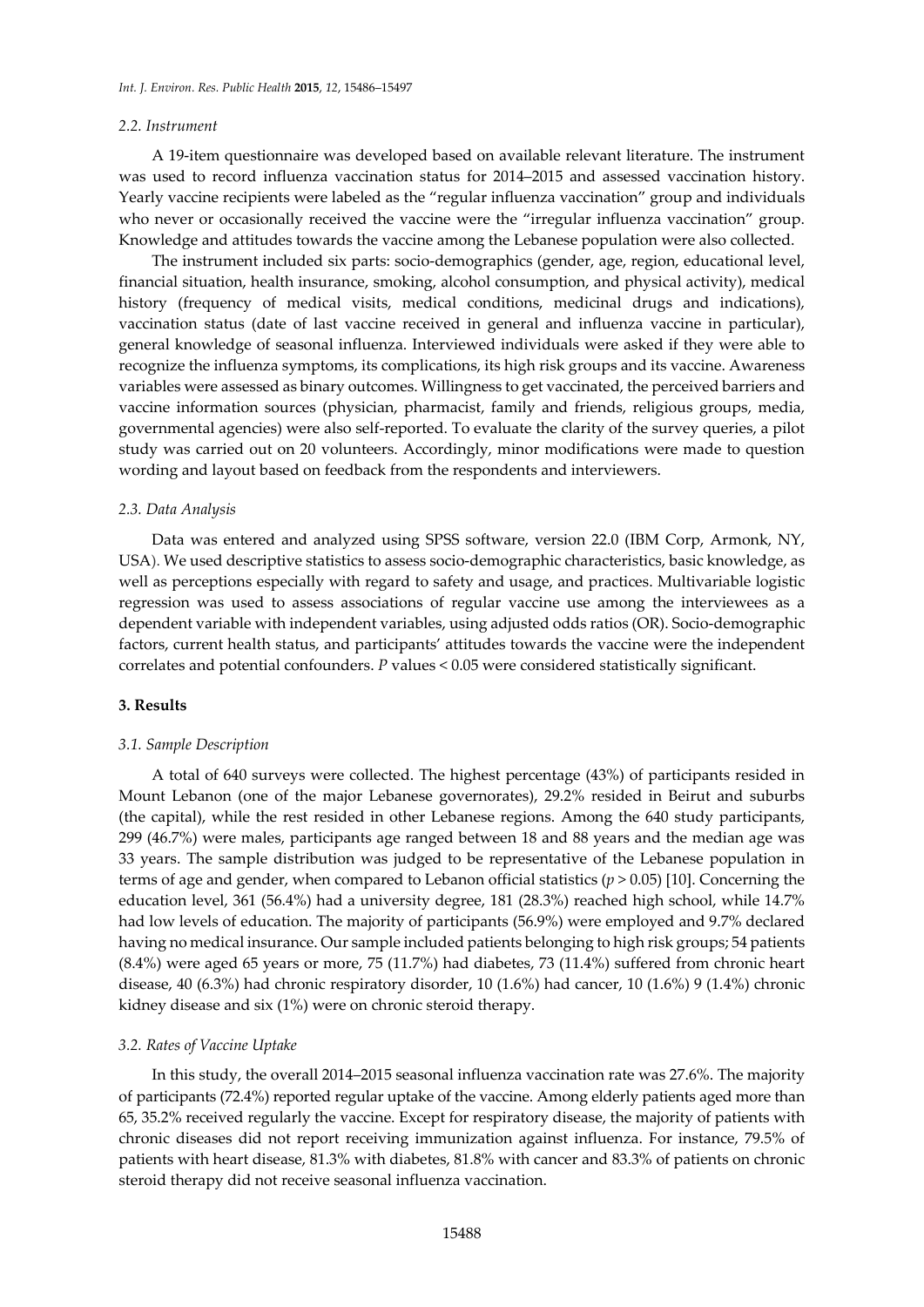### 2.2. Instrument

A 19-item questionnaire was developed based on available relevant literature. The instrument was used to record influenza vaccination status for 2014–2015 and assessed vaccination history. Yearly vaccine recipients were labeled as the "regular influenza vaccination" group and individuals who never or occasionally received the vaccine were the "irregular influenza vaccination" group. Knowledge and attitudes towards the vaccine among the Lebanese population were also collected.

The instrument included six parts: socio-demographics (gender, age, region, educational level, financial situation, health insurance, smoking, alcohol consumption, and physical activity), medical history (frequency of medical visits, medical conditions, medicinal drugs and indications), vaccination status (date of last vaccine received in general and influenza vaccine in particular), general knowledge of seasonal influenza. Interviewed individuals were asked if they were able to recognize the influenza symptoms, its complications, its high risk groups and its vaccine. Awareness variables were assessed as binary outcomes. Willingness to get vaccinated, the perceived barriers and vaccine information sources (physician, pharmacist, family and friends, religious groups, media, governmental agencies) were also self-reported. To evaluate the clarity of the survey queries, a pilot study was carried out on 20 volunteers. Accordingly, minor modifications were made to question wording and layout based on feedback from the respondents and interviewers.

### 2.3. Data Analysis

Data was entered and analyzed using SPSS software, version 22.0 (IBM Corp, Armonk, NY, USA). We used descriptive statistics to assess socio-demographic characteristics, basic knowledge, as well as perceptions especially with regard to safety and usage, and practices. Multivariable logistic regression was used to assess associations of regular vaccine use among the interviewees as a dependent variable with independent variables, using adjusted odds ratios (OR). Socio-demographic factors, current health status, and participants' attitudes towards the vaccine were the independent correlates and potential confounders. *P* values < 0.05 were considered statistically significant.

## 3. Results

### 3.1. Sample Description

A total of 640 surveys were collected. The highest percentage (43%) of participants resided in Mount Lebanon (one of the major Lebanese governorates), 29.2% resided in Beirut and suburbs (the capital), while the rest resided in other Lebanese regions. Among the 640 study participants, 299 (46.7%) were males, participants age ranged between 18 and 88 years and the median age was 33 years. The sample distribution was judged to be representative of the Lebanese population in terms of age and gender, when compared to Lebanon official statistics ($p > 0.05$) [10]. Concerning the education level, 361 (56.4%) had a university degree, 181 (28.3%) reached high school, while 14.7% had low levels of education. The majority of participants (56.9%) were employed and 9.7% declared having no medical insurance. Our sample included patients belonging to high risk groups; 54 patients (8.4%) were aged 65 years or more, 75 (11.7%) had diabetes, 73 (11.4%) suffered from chronic heart disease, 40 (6.3%) had chronic respiratory disorder, 10 (1.6%) had cancer, 10 (1.6%) 9 (1.4%) chronic kidney disease and six (1%) were on chronic steroid therapy.

### 3.2. Rates of Vaccine Uptake

In this study, the overall 2014–2015 seasonal influenza vaccination rate was 27.6%. The majority of participants (72.4%) reported regular uptake of the vaccine. Among elderly patients aged more than 65, 35.2% received regularly the vaccine. Except for respiratory disease, the majority of patients with chronic diseases did not report receiving immunization against influenza. For instance, 79.5% of patients with heart disease, 81.3% with diabetes, 81.8% with cancer and 83.3% of patients on chronic steroid therapy did not receive seasonal influenza vaccination.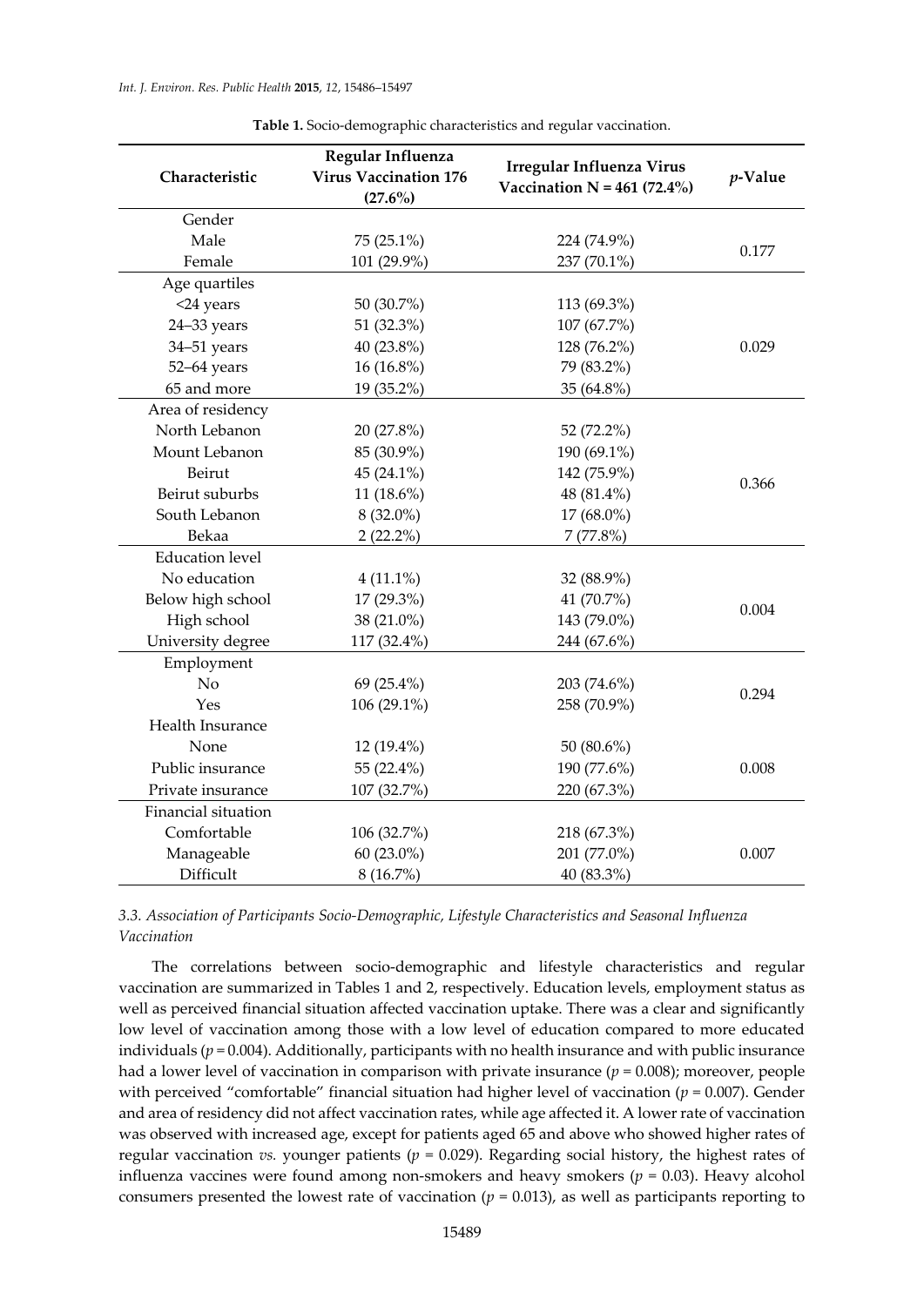**Table 1.** Socio-demographic characteristics and regular vaccination.

| Characteristic | Regular Influenza Virus Vaccination 176 (27.6%) | Irregular Influenza Virus Vaccination N = 461 (72.4%) | *p*-Value |
|---|---|---|---|
| Gender | | | |
| Male | 75 (25.1%) | 224 (74.9%) | 0.177 |
| Female | 101 (29.9%) | 237 (70.1%) | |
| Age quartiles | | | |
| <24 years | 50 (30.7%) | 113 (69.3%) | 0.029 |
| 24–33 years | 51 (32.3%) | 107 (67.7%) | |
| 34–51 years | 40 (23.8%) | 128 (76.2%) | |
| 52–64 years | 16 (16.8%) | 79 (83.2%) | |
| 65 and more | 19 (35.2%) | 35 (64.8%) | |
| Area of residency | | | |
| North Lebanon | 20 (27.8%) | 52 (72.2%) | 0.366 |
| Mount Lebanon | 85 (30.9%) | 190 (69.1%) | |
| Beirut | 45 (24.1%) | 142 (75.9%) | |
| Beirut suburbs | 11 (18.6%) | 48 (81.4%) | |
| South Lebanon | 8 (32.0%) | 17 (68.0%) | |
| Bekaa | 2 (22.2%) | 7 (77.8%) | |
| Education level | | | |
| No education | 4 (11.1%) | 32 (88.9%) | 0.004 |
| Below high school | 17 (29.3%) | 41 (70.7%) | |
| High school | 38 (21.0%) | 143 (79.0%) | |
| University degree | 117 (32.4%) | 244 (67.6%) | |
| Employment | | | |
| No | 69 (25.4%) | 203 (74.6%) | 0.294 |
| Yes | 106 (29.1%) | 258 (70.9%) | |
| Health Insurance | | | |
| None | 12 (19.4%) | 50 (80.6%) | 0.008 |
| Public insurance | 55 (22.4%) | 190 (77.6%) | |
| Private insurance | 107 (32.7%) | 220 (67.3%) | |
| Financial situation | | | |
| Comfortable | 106 (32.7%) | 218 (67.3%) | 0.007 |
| Manageable | 60 (23.0%) | 201 (77.0%) | |
| Difficult | 8 (16.7%) | 40 (83.3%) | |

### *3.3. Association of Participants Socio-Demographic, Lifestyle Characteristics and Seasonal Influenza Vaccination*

The correlations between socio-demographic and lifestyle characteristics and regular vaccination are summarized in Tables 1 and 2, respectively. Education levels, employment status as well as perceived financial situation affected vaccination uptake. There was a clear and significantly low level of vaccination among those with a low level of education compared to more educated individuals ($p = 0.004$). Additionally, participants with no health insurance and with public insurance had a lower level of vaccination in comparison with private insurance ($p = 0.008$); moreover, people with perceived "comfortable" financial situation had higher level of vaccination ($p = 0.007$). Gender and area of residency did not affect vaccination rates, while age affected it. A lower rate of vaccination was observed with increased age, except for patients aged 65 and above who showed higher rates of regular vaccination *vs.* younger patients ($p = 0.029$). Regarding social history, the highest rates of influenza vaccines were found among non-smokers and heavy smokers ($p = 0.03$). Heavy alcohol consumers presented the lowest rate of vaccination ($p = 0.013$), as well as participants reporting to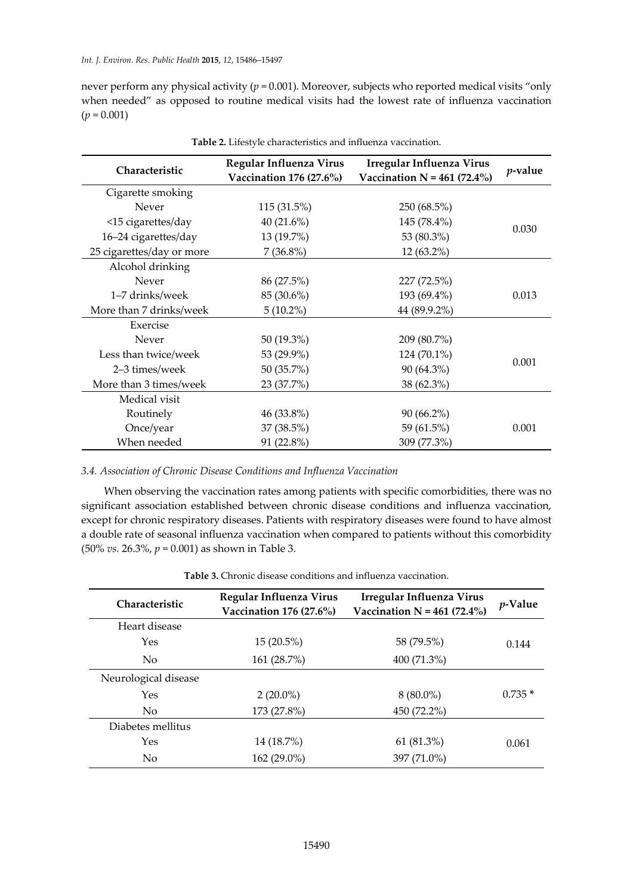never perform any physical activity ($p = 0.001$). Moreover, subjects who reported medical visits "only when needed" as opposed to routine medical visits had the lowest rate of influenza vaccination ($p = 0.001$)

**Table 2.** Lifestyle characteristics and influenza vaccination.

| Characteristic | Regular Influenza Virus Vaccination 176 (27.6%) | Irregular Influenza Virus Vaccination N = 461 (72.4%) | *p*-value |
|---|---|---|---|
| Cigarette smoking | | | |
| Never | 115 (31.5%) | 250 (68.5%) | 0.030 |
| <15 cigarettes/day | 40 (21.6%) | 145 (78.4%) | |
| 16–24 cigarettes/day | 13 (19.7%) | 53 (80.3%) | |
| 25 cigarettes/day or more | 7 (36.8%) | 12 (63.2%) | |
| Alcohol drinking | | | |
| Never | 86 (27.5%) | 227 (72.5%) | 0.013 |
| 1–7 drinks/week | 85 (30.6%) | 193 (69.4%) | |
| More than 7 drinks/week | 5 (10.2%) | 44 (89.2%) | |
| Exercise | | | |
| Never | 50 (19.3%) | 209 (80.7%) | 0.001 |
| Less than twice/week | 53 (29.9%) | 124 (70.1%) | |
| 2–3 times/week | 50 (35.7%) | 90 (64.3%) | |
| More than 3 times/week | 23 (37.7%) | 38 (62.3%) | |
| Medical visit | | | |
| Routinely | 46 (33.8%) | 90 (66.2%) | 0.001 |
| Once/year | 37 (38.5%) | 59 (61.5%) | |
| When needed | 91 (22.8%) | 309 (77.3%) | |

### *3.4. Association of Chronic Disease Conditions and Influenza Vaccination*

When observing the vaccination rates among patients with specific comorbidities, there was no significant association established between chronic disease conditions and influenza vaccination, except for chronic respiratory diseases. Patients with respiratory diseases were found to have almost a double rate of seasonal influenza vaccination when compared to patients without this comorbidity (50% *vs.* 26.3%, $p = 0.001$) as shown in Table 3.

**Table 3.** Chronic disease conditions and influenza vaccination.

| Characteristic | Regular Influenza Virus Vaccination 176 (27.6%) | Irregular Influenza Virus Vaccination N = 461 (72.4%) | *p*-Value |
|---|---|---|---|
| Heart disease | | | |
| Yes | 15 (20.5%) | 58 (79.5%) | 0.144 |
| No | 161 (28.7%) | 400 (71.3%) | |
| Neurological disease | | | |
| Yes | 2 (20.0%) | 8 (80.0%) | 0.735 * |
| No | 173 (27.8%) | 450 (72.2%) | |
| Diabetes mellitus | | | |
| Yes | 14 (18.7%) | 61 (81.3%) | 0.061 |
| No | 162 (29.0%) | 397 (71.0%) | |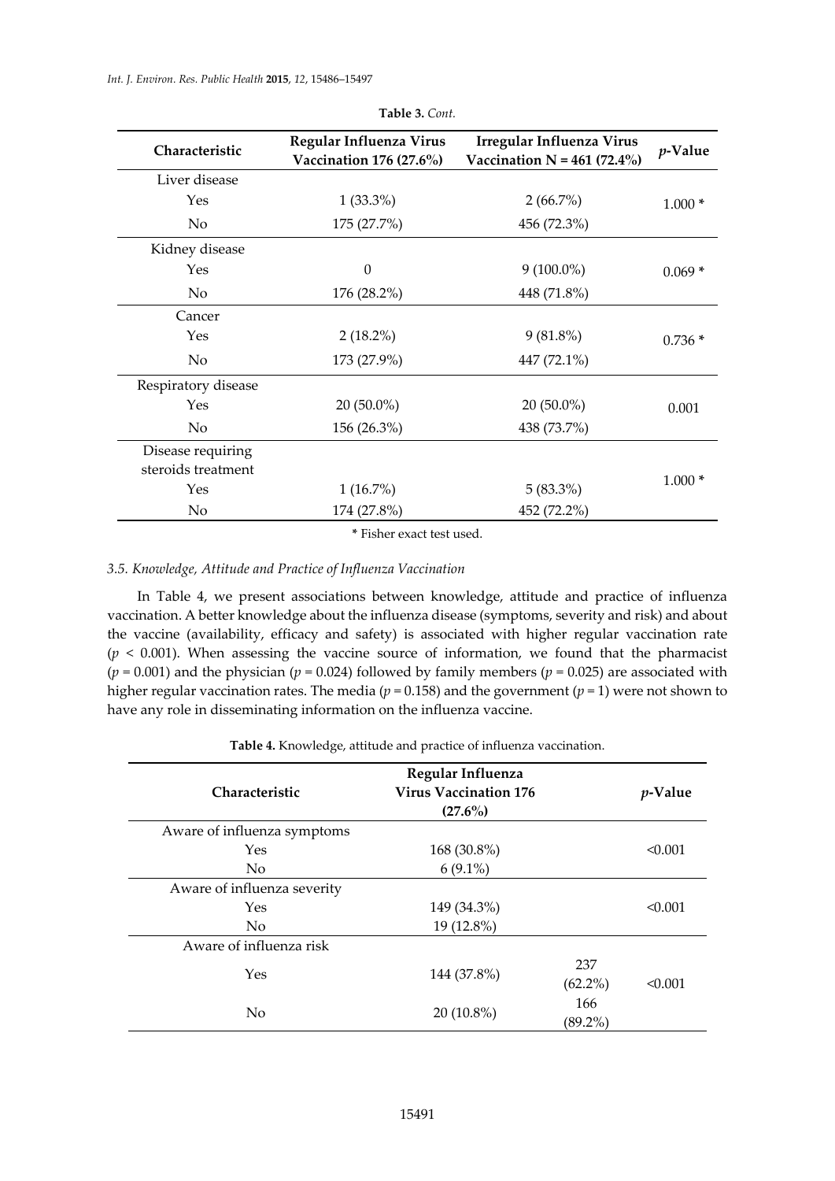**Table 3.** *Cont.*

| Characteristic | Regular Influenza Virus Vaccination 176 (27.6%) | Irregular Influenza Virus Vaccination N = 461 (72.4%) | *p*-Value |
|---|---|---|---|
| Liver disease | | | |
| Yes | 1 (33.3%) | 2 (66.7%) | 1.000 * |
| No | 175 (27.7%) | 456 (72.3%) | |
| Kidney disease | | | |
| Yes | 0 | 9 (100.0%) | 0.069 * |
| No | 176 (28.2%) | 448 (71.8%) | |
| Cancer | | | |
| Yes | 2 (18.2%) | 9 (81.8%) | 0.736 * |
| No | 173 (27.9%) | 447 (72.1%) | |
| Respiratory disease | | | |
| Yes | 20 (50.0%) | 20 (50.0%) | 0.001 |
| No | 156 (26.3%) | 438 (73.7%) | |
| Disease requiring steroids treatment | | | |
| Yes | 1 (16.7%) | 5 (83.3%) | 1.000 * |
| No | 174 (27.8%) | 452 (72.2%) | |

\* Fisher exact test used.

### *3.5. Knowledge, Attitude and Practice of Influenza Vaccination*

In Table 4, we present associations between knowledge, attitude and practice of influenza vaccination. A better knowledge about the influenza disease (symptoms, severity and risk) and about the vaccine (availability, efficacy and safety) is associated with higher regular vaccination rate ($p < 0.001$). When assessing the vaccine source of information, we found that the pharmacist ($p = 0.001$) and the physician ($p = 0.024$) followed by family members ($p = 0.025$) are associated with higher regular vaccination rates. The media ($p = 0.158$) and the government ($p = 1$) were not shown to have any role in disseminating information on the influenza vaccine.

**Table 4.** Knowledge, attitude and practice of influenza vaccination.

| Characteristic | Regular Influenza Virus Vaccination 176 (27.6%) | | *p*-Value |
|---|---|---|---|
| Aware of influenza symptoms | | | |
| Yes | 168 (30.8%) | | <0.001 |
| No | 6 (9.1%) | | |
| Aware of influenza severity | | | |
| Yes | 149 (34.3%) | | <0.001 |
| No | 19 (12.8%) | | |
| Aware of influenza risk | | | |
| Yes | 144 (37.8%) | 237 (62.2%) | <0.001 |
| No | 20 (10.8%) | 166 (89.2%) | |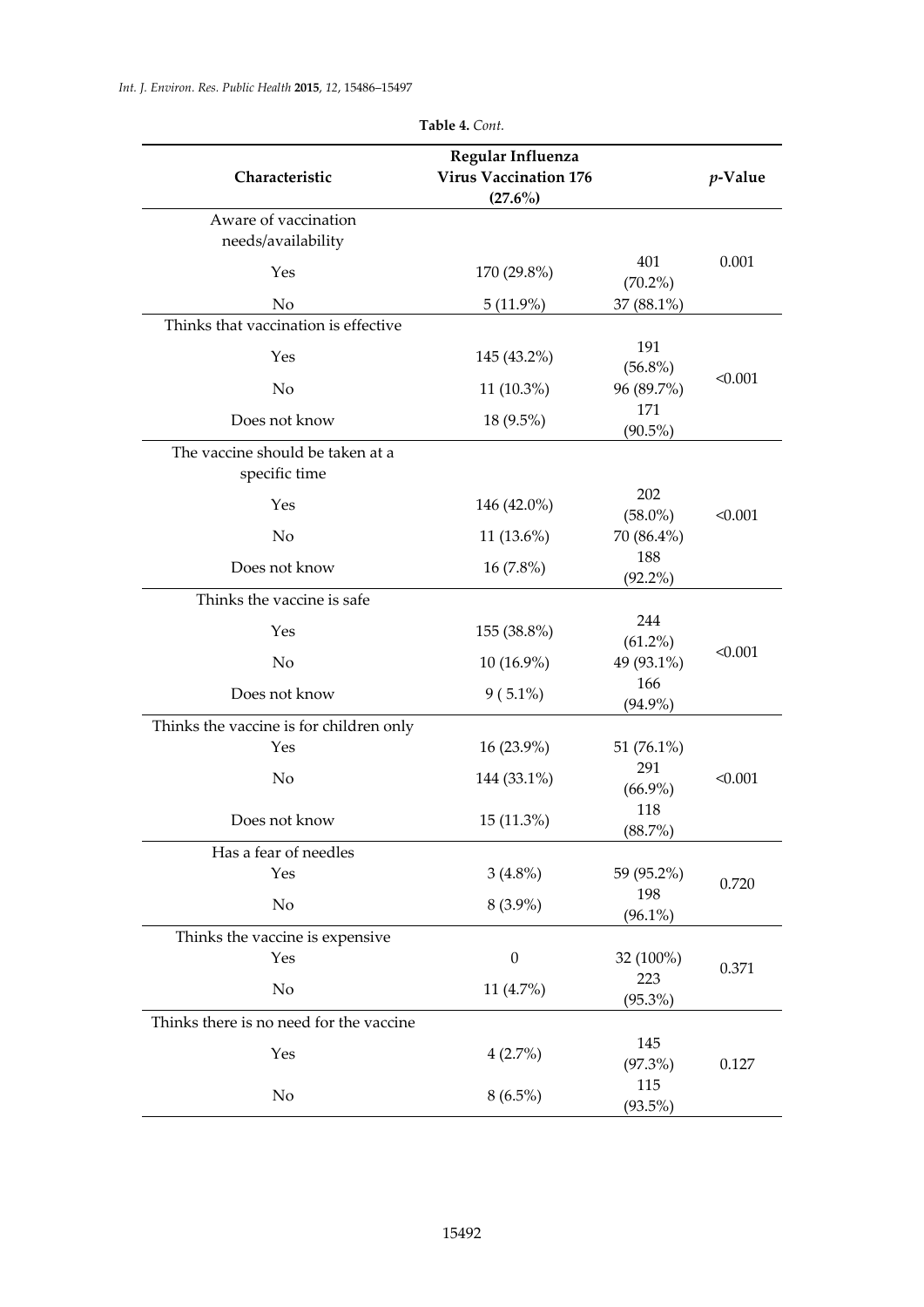**Table 4.** *Cont.*

| Characteristic | Regular Influenza Virus Vaccination 176 (27.6%) | | *p*-Value |
|---|---|---|---|
| Aware of vaccination needs/availability | | | |
| Yes | 170 (29.8%) | 401 (70.2%) | 0.001 |
| No | 5 (11.9%) | 37 (88.1%) | |
| Thinks that vaccination is effective | | | |
| Yes | 145 (43.2%) | 191 (56.8%) | <0.001 |
| No | 11 (10.3%) | 96 (89.7%) | |
| Does not know | 18 (9.5%) | 171 (90.5%) | |
| The vaccine should be taken at a specific time | | | |
| Yes | 146 (42.0%) | 202 (58.0%) | <0.001 |
| No | 11 (13.6%) | 70 (86.4%) | |
| Does not know | 16 (7.8%) | 188 (92.2%) | |
| Thinks the vaccine is safe | | | |
| Yes | 155 (38.8%) | 244 (61.2%) | <0.001 |
| No | 10 (16.9%) | 49 (93.1%) | |
| Does not know | 9 ( 5.1%) | 166 (94.9%) | |
| Thinks the vaccine is for children only | | | |
| Yes | 16 (23.9%) | 51 (76.1%) | <0.001 |
| No | 144 (33.1%) | 291 (66.9%) | |
| Does not know | 15 (11.3%) | 118 (88.7%) | |
| Has a fear of needles | | | |
| Yes | 3 (4.8%) | 59 (95.2%) | 0.720 |
| No | 8 (3.9%) | 198 (96.1%) | |
| Thinks the vaccine is expensive | | | |
| Yes | 0 | 32 (100%) | 0.371 |
| No | 11 (4.7%) | 223 (95.3%) | |
| Thinks there is no need for the vaccine | | | |
| Yes | 4 (2.7%) | 145 (97.3%) | 0.127 |
| No | 8 (6.5%) | 115 (93.5%) | |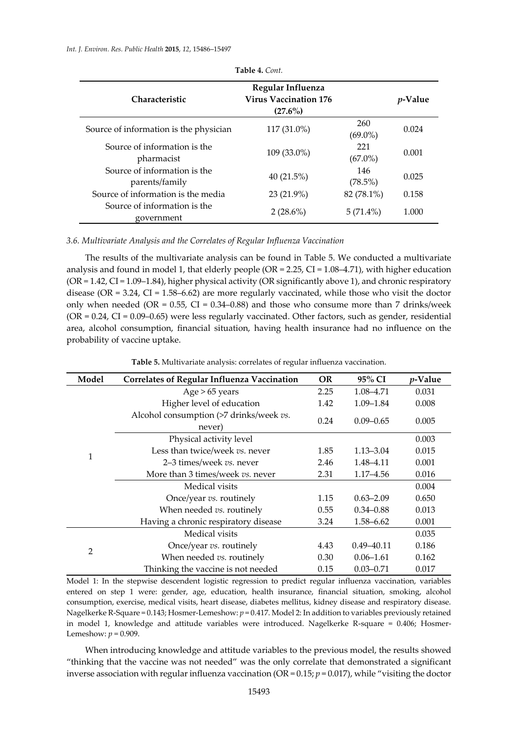**Table 4.** *Cont.*

| Characteristic | Regular Influenza Virus Vaccination 176 (27.6%) | | *p*-Value |
|---|---|---|---|
| Source of information is the physician | 117 (31.0%) | 260 (69.0%) | 0.024 |
| Source of information is the pharmacist | 109 (33.0%) | 221 (67.0%) | 0.001 |
| Source of information is the parents/family | 40 (21.5%) | 146 (78.5%) | 0.025 |
| Source of information is the media | 23 (21.9%) | 82 (78.1%) | 0.158 |
| Source of information is the government | 2 (28.6%) | 5 (71.4%) | 1.000 |

### *3.6. Multivariate Analysis and the Correlates of Regular Influenza Vaccination*

The results of the multivariate analysis can be found in Table 5. We conducted a multivariate analysis and found in model 1, that elderly people (OR = 2.25, CI = 1.08–4.71), with higher education (OR = 1.42, CI = 1.09–1.84), higher physical activity (OR significantly above 1), and chronic respiratory disease (OR = 3.24, CI = 1.58–6.62) are more regularly vaccinated, while those who visit the doctor only when needed (OR = 0.55, CI = 0.34–0.88) and those who consume more than 7 drinks/week (OR = 0.24, CI = 0.09–0.65) were less regularly vaccinated. Other factors, such as gender, residential area, alcohol consumption, financial situation, having health insurance had no influence on the probability of vaccine uptake.

**Table 5.** Multivariate analysis: correlates of regular influenza vaccination.

| Model | Correlates of Regular Influenza Vaccination | OR | 95% CI | *p*-Value |
|---|---|---|---|---|
| 1 | Age > 65 years | 2.25 | 1.08–4.71 | 0.031 |
| | Higher level of education | 1.42 | 1.09–1.84 | 0.008 |
| | Alcohol consumption (>7 drinks/week *vs.* never) | 0.24 | 0.09–0.65 | 0.005 |
| | Physical activity level | | | 0.003 |
| | Less than twice/week *vs.* never | 1.85 | 1.13–3.04 | 0.015 |
| | 2–3 times/week *vs.* never | 2.46 | 1.48–4.11 | 0.001 |
| | More than 3 times/week *vs.* never | 2.31 | 1.17–4.56 | 0.016 |
| | Medical visits | | | 0.004 |
| | Once/year *vs.* routinely | 1.15 | 0.63–2.09 | 0.650 |
| | When needed *vs.* routinely | 0.55 | 0.34–0.88 | 0.013 |
| | Having a chronic respiratory disease | 3.24 | 1.58–6.62 | 0.001 |
| 2 | Medical visits | | | 0.035 |
| | Once/year *vs.* routinely | 4.43 | 0.49–40.11 | 0.186 |
| | When needed *vs.* routinely | 0.30 | 0.06–1.61 | 0.162 |
| | Thinking the vaccine is not needed | 0.15 | 0.03–0.71 | 0.017 |

Model 1: In the stepwise descendent logistic regression to predict regular influenza vaccination, variables entered on step 1 were: gender, age, education, health insurance, financial situation, smoking, alcohol consumption, exercise, medical visits, heart disease, diabetes mellitus, kidney disease and respiratory disease. Nagelkerke R-Square = 0.143; Hosmer-Lemeshow: $p = 0.417$. Model 2: In addition to variables previously retained in model 1, knowledge and attitude variables were introduced. Nagelkerke R-square = 0.406; Hosmer-Lemeshow: $p = 0.909$.

When introducing knowledge and attitude variables to the previous model, the results showed "thinking that the vaccine was not needed" was the only correlate that demonstrated a significant inverse association with regular influenza vaccination (OR = 0.15; $p = 0.017$), while "visiting the doctor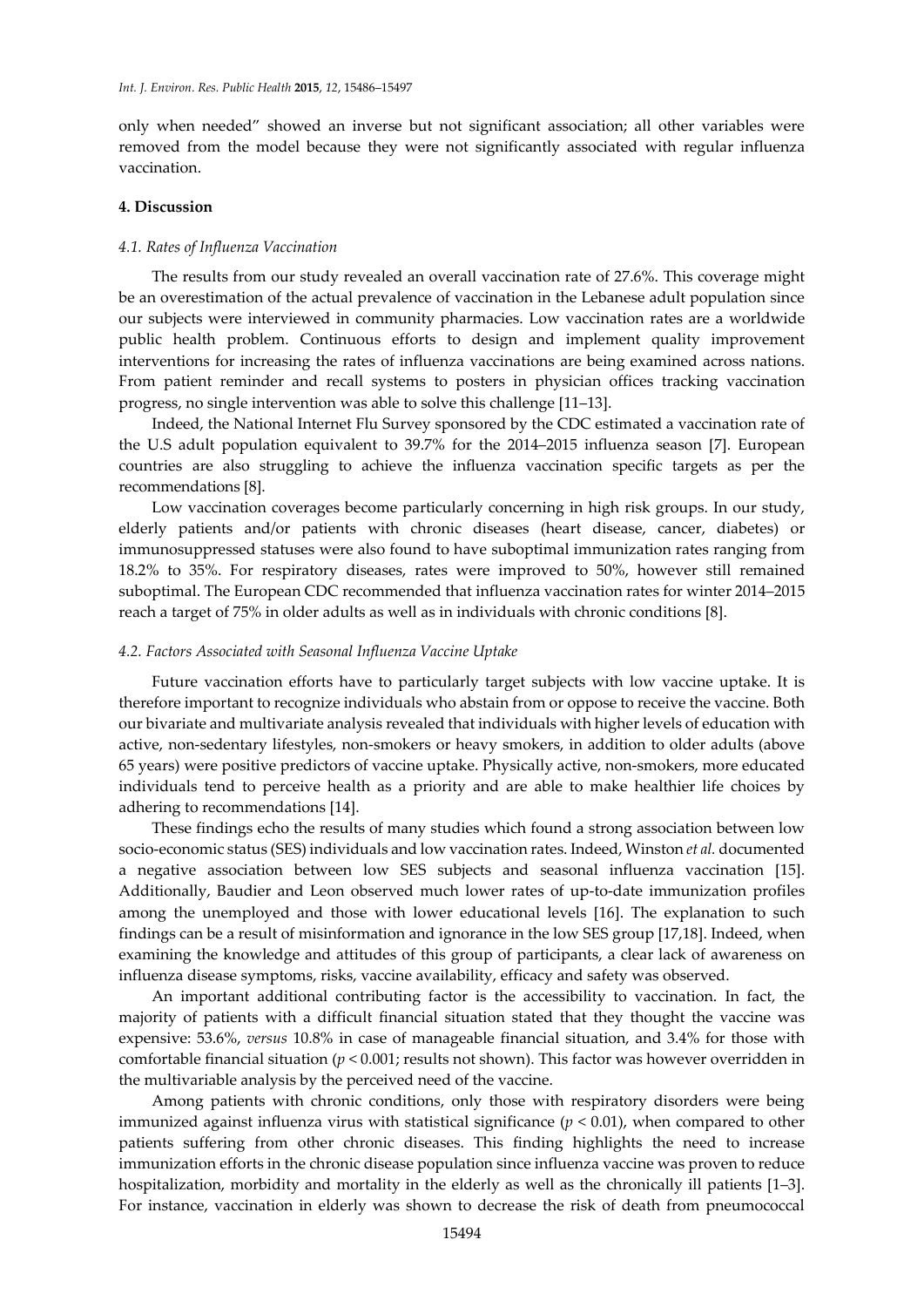only when needed" showed an inverse but not significant association; all other variables were removed from the model because they were not significantly associated with regular influenza vaccination.

## 4. Discussion

### *4.1. Rates of Influenza Vaccination*

The results from our study revealed an overall vaccination rate of 27.6%. This coverage might be an overestimation of the actual prevalence of vaccination in the Lebanese adult population since our subjects were interviewed in community pharmacies. Low vaccination rates are a worldwide public health problem. Continuous efforts to design and implement quality improvement interventions for increasing the rates of influenza vaccinations are being examined across nations. From patient reminder and recall systems to posters in physician offices tracking vaccination progress, no single intervention was able to solve this challenge [11–13].

Indeed, the National Internet Flu Survey sponsored by the CDC estimated a vaccination rate of the U.S adult population equivalent to 39.7% for the 2014–2015 influenza season [7]. European countries are also struggling to achieve the influenza vaccination specific targets as per the recommendations [8].

Low vaccination coverages become particularly concerning in high risk groups. In our study, elderly patients and/or patients with chronic diseases (heart disease, cancer, diabetes) or immunosuppressed statuses were also found to have suboptimal immunization rates ranging from 18.2% to 35%. For respiratory diseases, rates were improved to 50%, however still remained suboptimal. The European CDC recommended that influenza vaccination rates for winter 2014–2015 reach a target of 75% in older adults as well as in individuals with chronic conditions [8].

### *4.2. Factors Associated with Seasonal Influenza Vaccine Uptake*

Future vaccination efforts have to particularly target subjects with low vaccine uptake. It is therefore important to recognize individuals who abstain from or oppose to receive the vaccine. Both our bivariate and multivariate analysis revealed that individuals with higher levels of education with active, non-sedentary lifestyles, non-smokers or heavy smokers, in addition to older adults (above 65 years) were positive predictors of vaccine uptake. Physically active, non-smokers, more educated individuals tend to perceive health as a priority and are able to make healthier life choices by adhering to recommendations [14].

These findings echo the results of many studies which found a strong association between low socio-economic status (SES) individuals and low vaccination rates. Indeed, Winston *et al.* documented a negative association between low SES subjects and seasonal influenza vaccination [15]. Additionally, Baudier and Leon observed much lower rates of up-to-date immunization profiles among the unemployed and those with lower educational levels [16]. The explanation to such findings can be a result of misinformation and ignorance in the low SES group [17,18]. Indeed, when examining the knowledge and attitudes of this group of participants, a clear lack of awareness on influenza disease symptoms, risks, vaccine availability, efficacy and safety was observed.

An important additional contributing factor is the accessibility to vaccination. In fact, the majority of patients with a difficult financial situation stated that they thought the vaccine was expensive: 53.6%, *versus* 10.8% in case of manageable financial situation, and 3.4% for those with comfortable financial situation ($p < 0.001$; results not shown). This factor was however overridden in the multivariable analysis by the perceived need of the vaccine.

Among patients with chronic conditions, only those with respiratory disorders were being immunized against influenza virus with statistical significance ($p < 0.01$), when compared to other patients suffering from other chronic diseases. This finding highlights the need to increase immunization efforts in the chronic disease population since influenza vaccine was proven to reduce hospitalization, morbidity and mortality in the elderly as well as the chronically ill patients [1–3]. For instance, vaccination in elderly was shown to decrease the risk of death from pneumococcal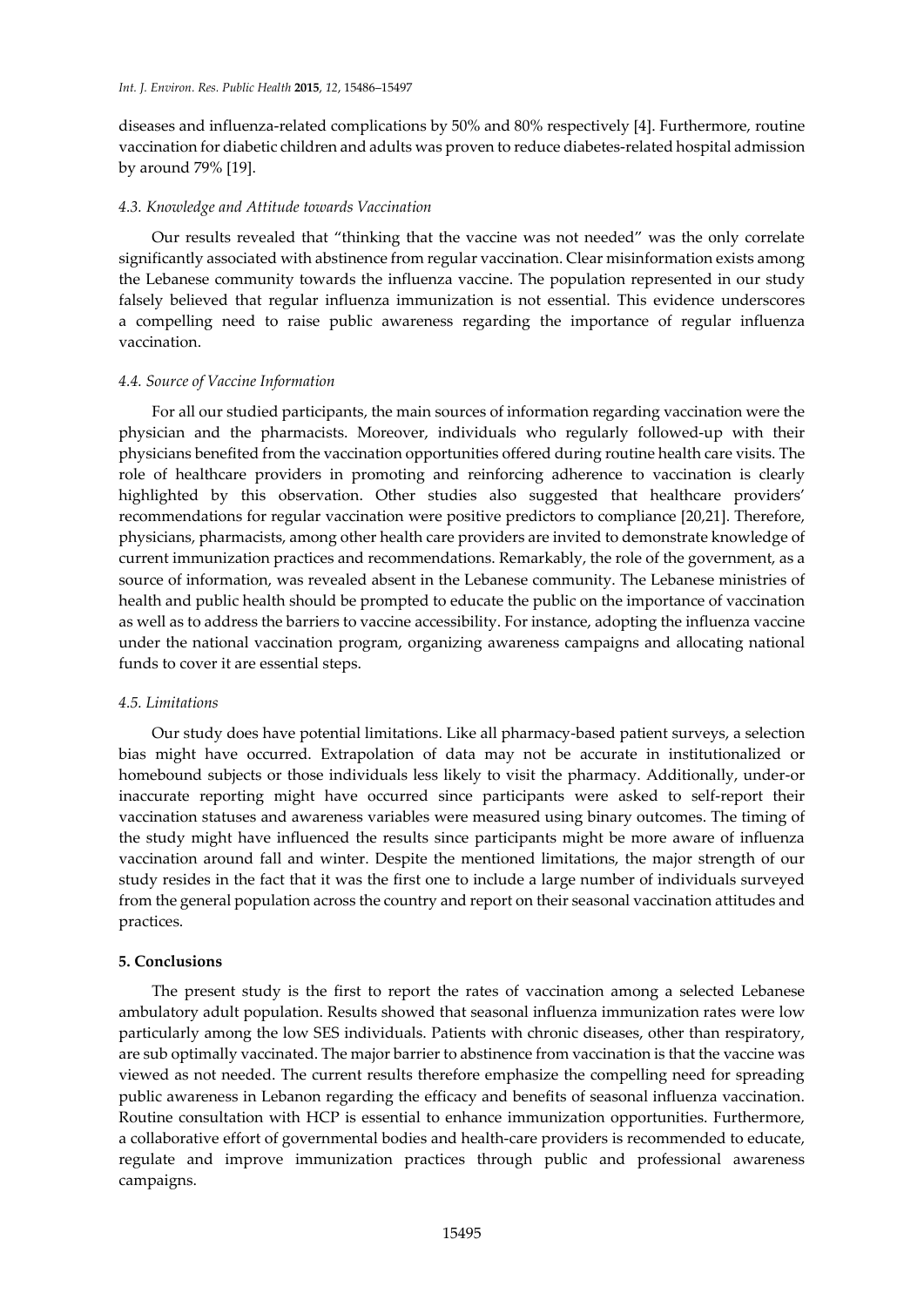diseases and influenza-related complications by 50% and 80% respectively [4]. Furthermore, routine vaccination for diabetic children and adults was proven to reduce diabetes-related hospital admission by around 79% [19].

#### *4.3. Knowledge and Attitude towards Vaccination*

Our results revealed that "thinking that the vaccine was not needed" was the only correlate significantly associated with abstinence from regular vaccination. Clear misinformation exists among the Lebanese community towards the influenza vaccine. The population represented in our study falsely believed that regular influenza immunization is not essential. This evidence underscores a compelling need to raise public awareness regarding the importance of regular influenza vaccination.

#### *4.4. Source of Vaccine Information*

For all our studied participants, the main sources of information regarding vaccination were the physician and the pharmacists. Moreover, individuals who regularly followed-up with their physicians benefited from the vaccination opportunities offered during routine health care visits. The role of healthcare providers in promoting and reinforcing adherence to vaccination is clearly highlighted by this observation. Other studies also suggested that healthcare providers' recommendations for regular vaccination were positive predictors to compliance [20,21]. Therefore, physicians, pharmacists, among other health care providers are invited to demonstrate knowledge of current immunization practices and recommendations. Remarkably, the role of the government, as a source of information, was revealed absent in the Lebanese community. The Lebanese ministries of health and public health should be prompted to educate the public on the importance of vaccination as well as to address the barriers to vaccine accessibility. For instance, adopting the influenza vaccine under the national vaccination program, organizing awareness campaigns and allocating national funds to cover it are essential steps.

#### *4.5. Limitations*

Our study does have potential limitations. Like all pharmacy-based patient surveys, a selection bias might have occurred. Extrapolation of data may not be accurate in institutionalized or homebound subjects or those individuals less likely to visit the pharmacy. Additionally, under-or inaccurate reporting might have occurred since participants were asked to self-report their vaccination statuses and awareness variables were measured using binary outcomes. The timing of the study might have influenced the results since participants might be more aware of influenza vaccination around fall and winter. Despite the mentioned limitations, the major strength of our study resides in the fact that it was the first one to include a large number of individuals surveyed from the general population across the country and report on their seasonal vaccination attitudes and practices.

## **5. Conclusions**

The present study is the first to report the rates of vaccination among a selected Lebanese ambulatory adult population. Results showed that seasonal influenza immunization rates were low particularly among the low SES individuals. Patients with chronic diseases, other than respiratory, are sub optimally vaccinated. The major barrier to abstinence from vaccination is that the vaccine was viewed as not needed. The current results therefore emphasize the compelling need for spreading public awareness in Lebanon regarding the efficacy and benefits of seasonal influenza vaccination. Routine consultation with HCP is essential to enhance immunization opportunities. Furthermore, a collaborative effort of governmental bodies and health-care providers is recommended to educate, regulate and improve immunization practices through public and professional awareness campaigns.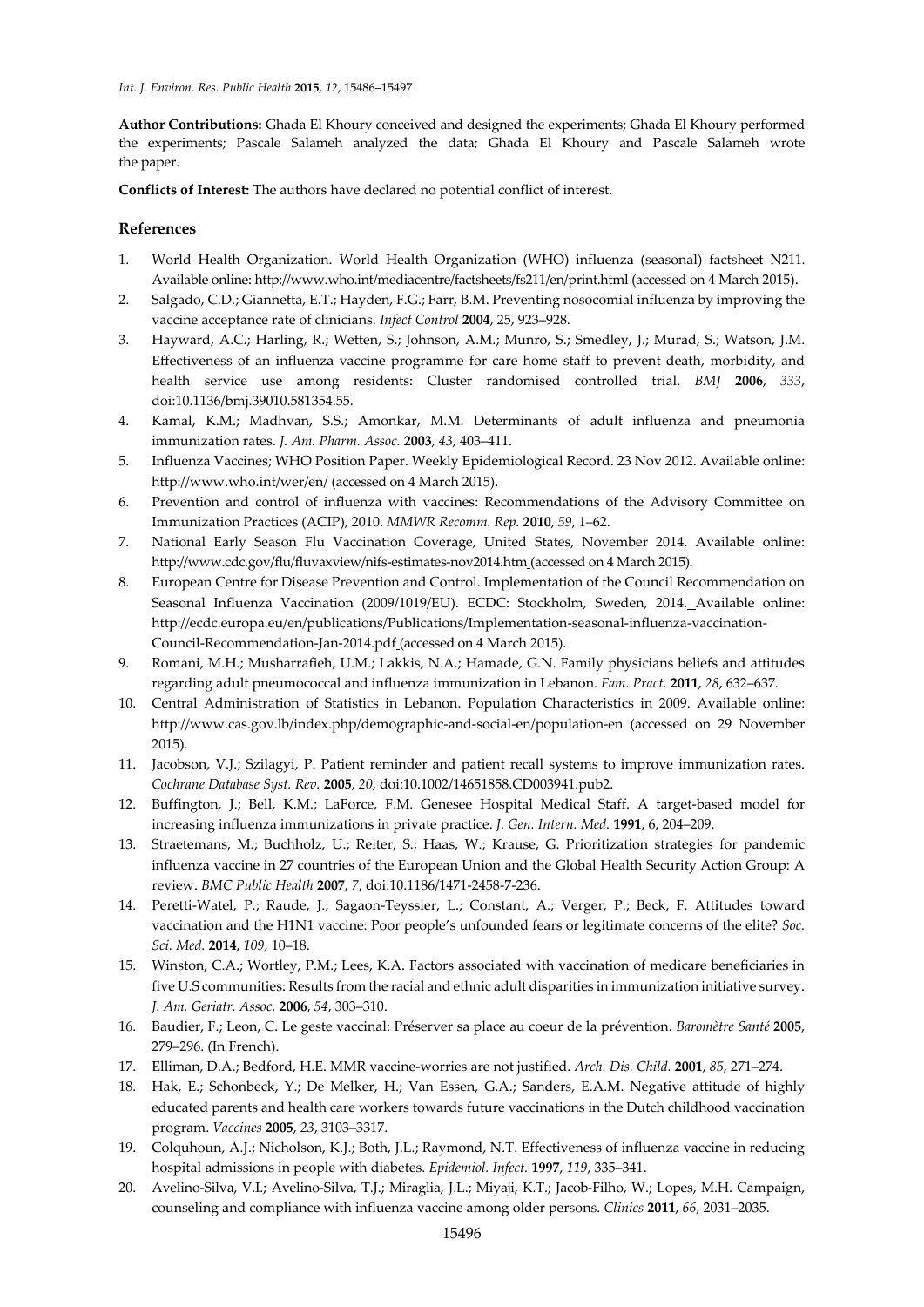**Author Contributions:** Ghada El Khoury conceived and designed the experiments; Ghada El Khoury performed the experiments; Pascale Salameh analyzed the data; Ghada El Khoury and Pascale Salameh wrote the paper.

**Conflicts of Interest:** The authors have declared no potential conflict of interest.

## References

1. World Health Organization. World Health Organization (WHO) influenza (seasonal) factsheet N211. Available online: http://www.who.int/mediacentre/factsheets/fs211/en/print.html (accessed on 4 March 2015).
2. Salgado, C.D.; Giannetta, E.T.; Hayden, F.G.; Farr, B.M. Preventing nosocomial influenza by improving the vaccine acceptance rate of clinicians. *Infect Control* **2004**, 25, 923–928.
3. Hayward, A.C.; Harling, R.; Wetten, S.; Johnson, A.M.; Munro, S.; Smedley, J.; Murad, S.; Watson, J.M. Effectiveness of an influenza vaccine programme for care home staff to prevent death, morbidity, and health service use among residents: Cluster randomised controlled trial. *BMJ* **2006**, *333*, doi:10.1136/bmj.39010.581354.55.
4. Kamal, K.M.; Madhvan, S.S.; Amonkar, M.M. Determinants of adult influenza and pneumonia immunization rates. *J. Am. Pharm. Assoc.* **2003**, *43*, 403–411.
5. Influenza Vaccines; WHO Position Paper. Weekly Epidemiological Record. 23 Nov 2012. Available online: http://www.who.int/wer/en/ (accessed on 4 March 2015).
6. Prevention and control of influenza with vaccines: Recommendations of the Advisory Committee on Immunization Practices (ACIP), 2010. *MMWR Recomm. Rep.* **2010**, *59*, 1–62.
7. National Early Season Flu Vaccination Coverage, United States, November 2014. Available online: http://www.cdc.gov/flu/fluvaxview/nifs-estimates-nov2014.htm (accessed on 4 March 2015).
8. European Centre for Disease Prevention and Control. Implementation of the Council Recommendation on Seasonal Influenza Vaccination (2009/1019/EU). ECDC: Stockholm, Sweden, 2014. Available online: http://ecdc.europa.eu/en/publications/Publications/Implementation-seasonal-influenza-vaccination-Council-Recommendation-Jan-2014.pdf (accessed on 4 March 2015).
9. Romani, M.H.; Musharrafieh, U.M.; Lakkis, N.A.; Hamade, G.N. Family physicians beliefs and attitudes regarding adult pneumococcal and influenza immunization in Lebanon. *Fam. Pract.* **2011**, *28*, 632–637.
10. Central Administration of Statistics in Lebanon. Population Characteristics in 2009. Available online: http://www.cas.gov.lb/index.php/demographic-and-social-en/population-en (accessed on 29 November 2015).
11. Jacobson, V.J.; Szilagyi, P. Patient reminder and patient recall systems to improve immunization rates. *Cochrane Database Syst. Rev.* **2005**, *20*, doi:10.1002/14651858.CD003941.pub2.
12. Buffington, J.; Bell, K.M.; LaForce, F.M. Genesee Hospital Medical Staff. A target-based model for increasing influenza immunizations in private practice. *J. Gen. Intern. Med.* **1991**, 6, 204–209.
13. Straetemans, M.; Buchholz, U.; Reiter, S.; Haas, W.; Krause, G. Prioritization strategies for pandemic influenza vaccine in 27 countries of the European Union and the Global Health Security Action Group: A review. *BMC Public Health* **2007**, *7*, doi:10.1186/1471-2458-7-236.
14. Peretti-Watel, P.; Raude, J.; Sagaon-Teyssier, L.; Constant, A.; Verger, P.; Beck, F. Attitudes toward vaccination and the H1N1 vaccine: Poor people's unfounded fears or legitimate concerns of the elite? *Soc. Sci. Med.* **2014**, *109*, 10–18.
15. Winston, C.A.; Wortley, P.M.; Lees, K.A. Factors associated with vaccination of medicare beneficiaries in five U.S communities: Results from the racial and ethnic adult disparities in immunization initiative survey. *J. Am. Geriatr. Assoc.* **2006**, *54*, 303–310.
16. Baudier, F.; Leon, C. Le geste vaccinal: Préserver sa place au coeur de la prévention. *Baromètre Santé* **2005**, 279–296. (In French).
17. Elliman, D.A.; Bedford, H.E. MMR vaccine-worries are not justified. *Arch. Dis. Child.* **2001**, *85*, 271–274.
18. Hak, E.; Schonbeck, Y.; De Melker, H.; Van Essen, G.A.; Sanders, E.A.M. Negative attitude of highly educated parents and health care workers towards future vaccinations in the Dutch childhood vaccination program. *Vaccines* **2005**, *23*, 3103–3317.
19. Colquhoun, A.J.; Nicholson, K.J.; Both, J.L.; Raymond, N.T. Effectiveness of influenza vaccine in reducing hospital admissions in people with diabetes. *Epidemiol. Infect.* **1997**, *119*, 335–341.
20. Avelino-Silva, V.I.; Avelino-Silva, T.J.; Miraglia, J.L.; Miyaji, K.T.; Jacob-Filho, W.; Lopes, M.H. Campaign, counseling and compliance with influenza vaccine among older persons. *Clinics* **2011**, *66*, 2031–2035.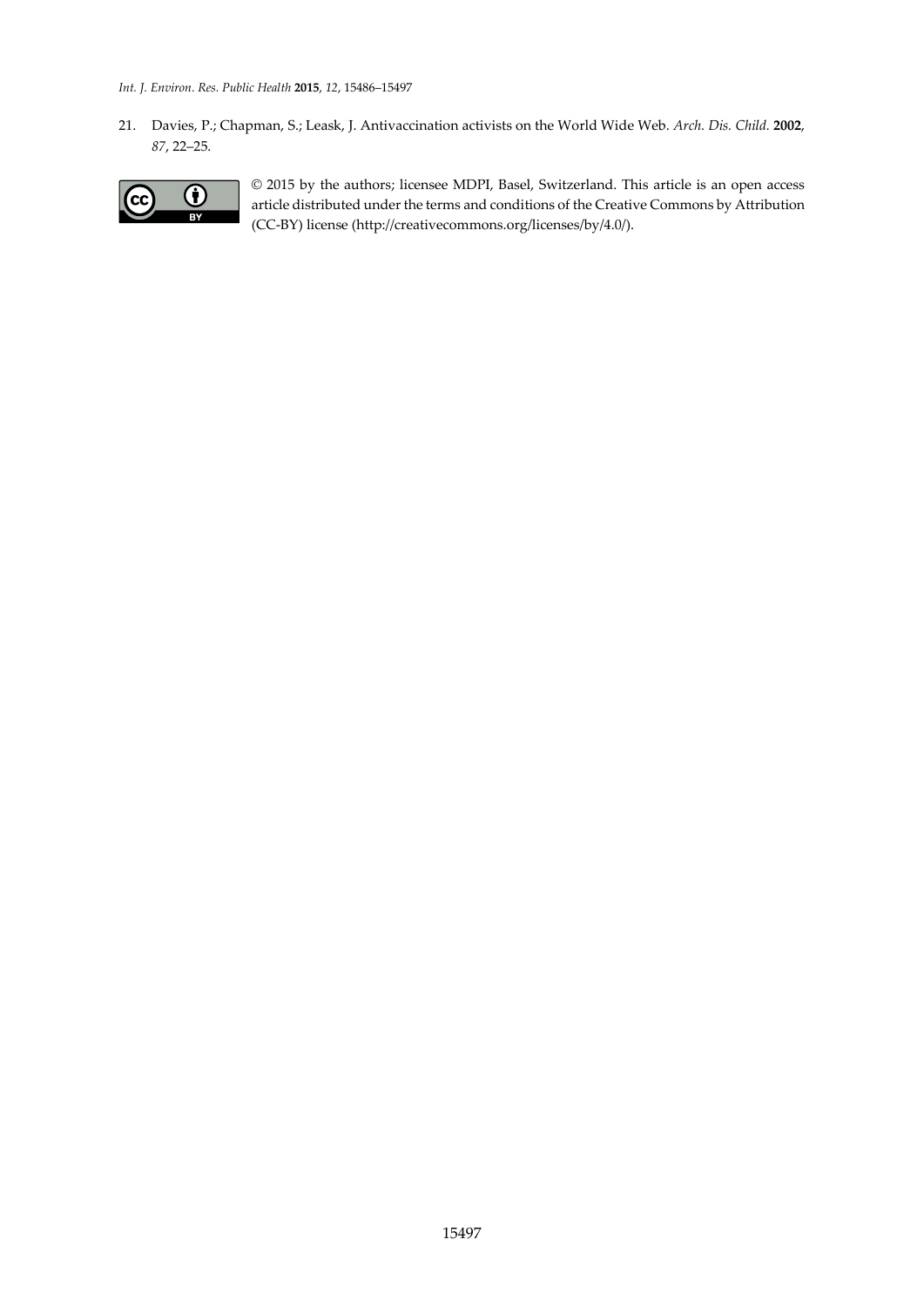21. Davies, P.; Chapman, S.; Leask, J. Antivaccination activists on the World Wide Web. *Arch. Dis. Child.* **2002**, *87*, 22–25.

© 2015 by the authors; licensee MDPI, Basel, Switzerland. This article is an open access article distributed under the terms and conditions of the Creative Commons by Attribution (CC-BY) license (http://creativecommons.org/licenses/by/4.0/).